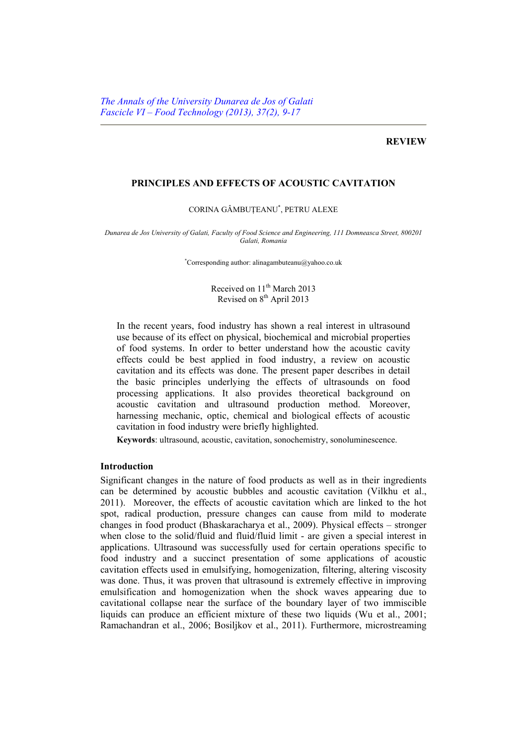The Annals of the University Dunarea de Jos of Galati
Fascicle VI – Food Technology (2013), 37(2), 9-17

**REVIEW**

# PRINCIPLES AND EFFECTS OF ACOUSTIC CAVITATION

CORINA GÂMBUȚEANU*, PETRU ALEXE

*Dunarea de Jos University of Galati, Faculty of Food Science and Engineering, 111 Domneasca Street, 800201 Galati, Romania*

*Corresponding author: alinagambuteanu@yahoo.co.uk

Received on 11th March 2013
Revised on 8th April 2013

In the recent years, food industry has shown a real interest in ultrasound use because of its effect on physical, biochemical and microbial properties of food systems. In order to better understand how the acoustic cavity effects could be best applied in food industry, a review on acoustic cavitation and its effects was done. The present paper describes in detail the basic principles underlying the effects of ultrasounds on food processing applications. It also provides theoretical background on acoustic cavitation and ultrasound production method. Moreover, harnessing mechanic, optic, chemical and biological effects of acoustic cavitation in food industry were briefly highlighted.

**Keywords**: ultrasound, acoustic, cavitation, sonochemistry, sonoluminescence.

## Introduction

Significant changes in the nature of food products as well as in their ingredients can be determined by acoustic bubbles and acoustic cavitation (Vilkhu et al., 2011). Moreover, the effects of acoustic cavitation which are linked to the hot spot, radical production, pressure changes can cause from mild to moderate changes in food product (Bhaskaracharya et al., 2009). Physical effects – stronger when close to the solid/fluid and fluid/fluid limit - are given a special interest in applications. Ultrasound was successfully used for certain operations specific to food industry and a succinct presentation of some applications of acoustic cavitation effects used in emulsifying, homogenization, filtering, altering viscosity was done. Thus, it was proven that ultrasound is extremely effective in improving emulsification and homogenization when the shock waves appearing due to cavitational collapse near the surface of the boundary layer of two immiscible liquids can produce an efficient mixture of these two liquids (Wu et al., 2001; Ramachandran et al., 2006; Bosiljkov et al., 2011). Furthermore, microstreaming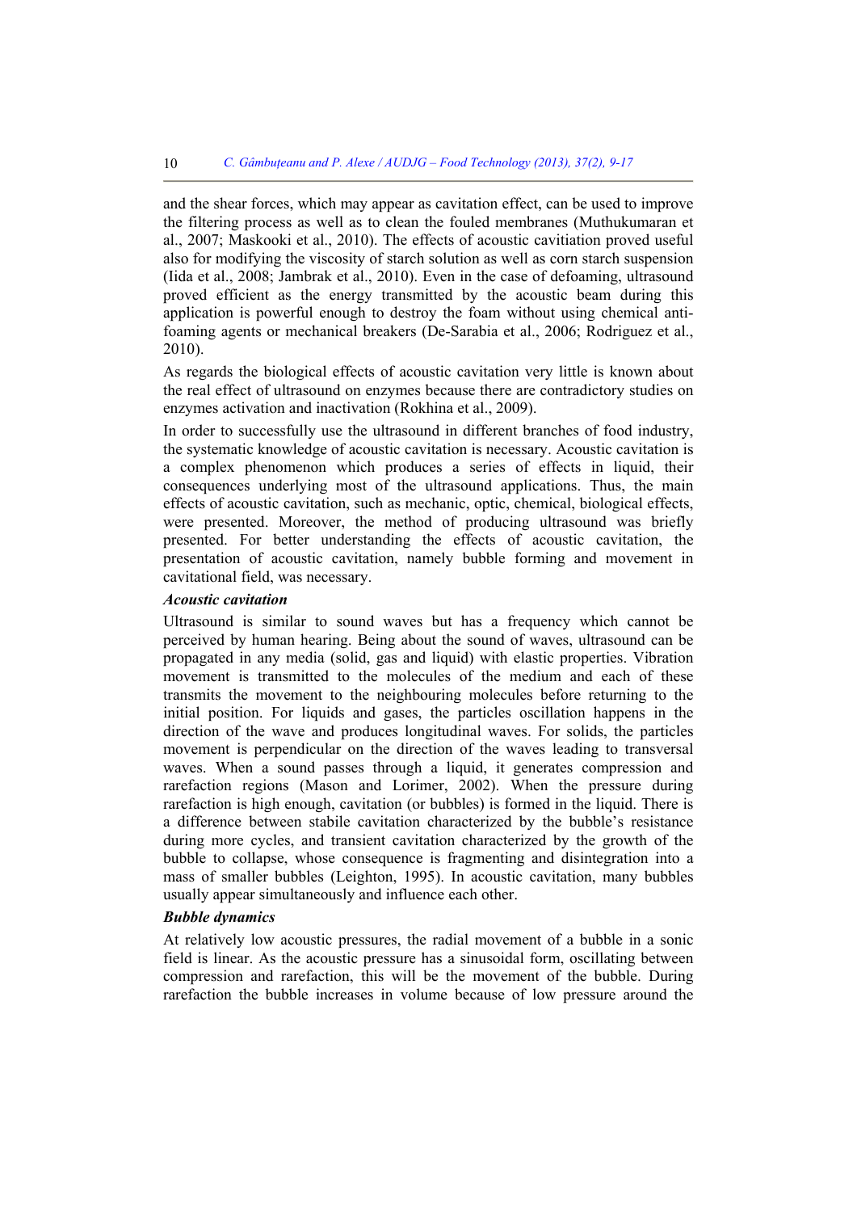and the shear forces, which may appear as cavitation effect, can be used to improve the filtering process as well as to clean the fouled membranes (Muthukumaran et al., 2007; Maskooki et al., 2010). The effects of acoustic cavitiation proved useful also for modifying the viscosity of starch solution as well as corn starch suspension (Iida et al., 2008; Jambrak et al., 2010). Even in the case of defoaming, ultrasound proved efficient as the energy transmitted by the acoustic beam during this application is powerful enough to destroy the foam without using chemical anti-foaming agents or mechanical breakers (De-Sarabia et al., 2006; Rodriguez et al., 2010).

As regards the biological effects of acoustic cavitation very little is known about the real effect of ultrasound on enzymes because there are contradictory studies on enzymes activation and inactivation (Rokhina et al., 2009).

In order to successfully use the ultrasound in different branches of food industry, the systematic knowledge of acoustic cavitation is necessary. Acoustic cavitation is a complex phenomenon which produces a series of effects in liquid, their consequences underlying most of the ultrasound applications. Thus, the main effects of acoustic cavitation, such as mechanic, optic, chemical, biological effects, were presented. Moreover, the method of producing ultrasound was briefly presented. For better understanding the effects of acoustic cavitation, the presentation of acoustic cavitation, namely bubble forming and movement in cavitational field, was necessary.

### *Acoustic cavitation*

Ultrasound is similar to sound waves but has a frequency which cannot be perceived by human hearing. Being about the sound of waves, ultrasound can be propagated in any media (solid, gas and liquid) with elastic properties. Vibration movement is transmitted to the molecules of the medium and each of these transmits the movement to the neighbouring molecules before returning to the initial position. For liquids and gases, the particles oscillation happens in the direction of the wave and produces longitudinal waves. For solids, the particles movement is perpendicular on the direction of the waves leading to transversal waves. When a sound passes through a liquid, it generates compression and rarefaction regions (Mason and Lorimer, 2002). When the pressure during rarefaction is high enough, cavitation (or bubbles) is formed in the liquid. There is a difference between stabile cavitation characterized by the bubble's resistance during more cycles, and transient cavitation characterized by the growth of the bubble to collapse, whose consequence is fragmenting and disintegration into a mass of smaller bubbles (Leighton, 1995). In acoustic cavitation, many bubbles usually appear simultaneously and influence each other.

### *Bubble dynamics*

At relatively low acoustic pressures, the radial movement of a bubble in a sonic field is linear. As the acoustic pressure has a sinusoidal form, oscillating between compression and rarefaction, this will be the movement of the bubble. During rarefaction the bubble increases in volume because of low pressure around the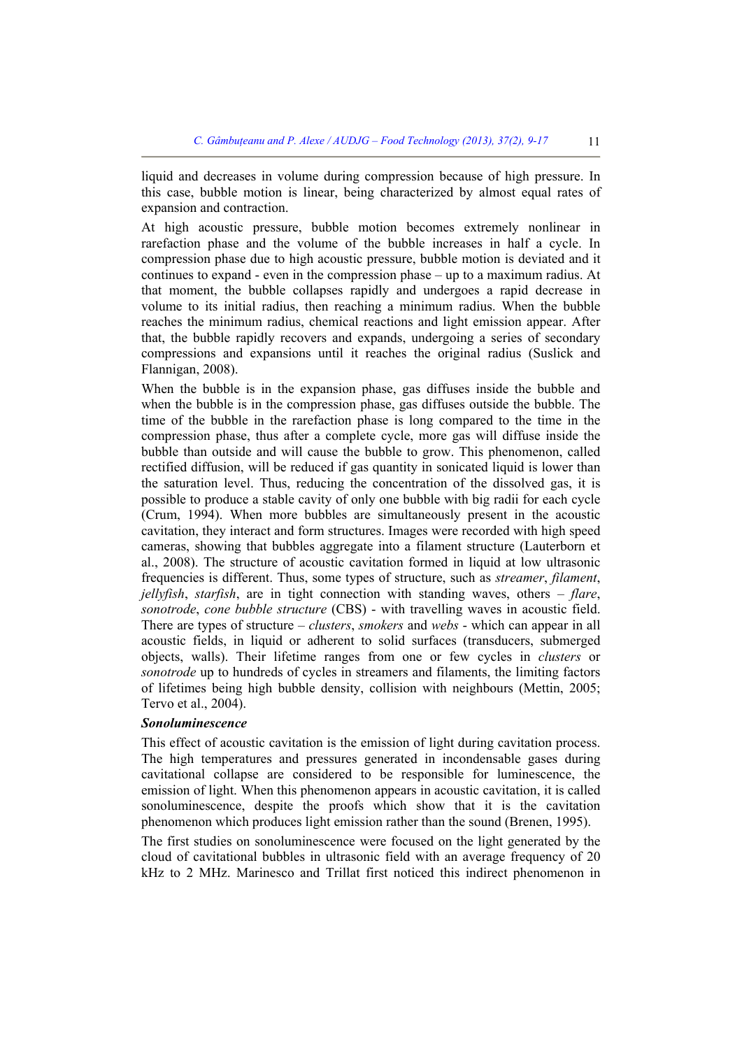liquid and decreases in volume during compression because of high pressure. In this case, bubble motion is linear, being characterized by almost equal rates of expansion and contraction.

At high acoustic pressure, bubble motion becomes extremely nonlinear in rarefaction phase and the volume of the bubble increases in half a cycle. In compression phase due to high acoustic pressure, bubble motion is deviated and it continues to expand - even in the compression phase – up to a maximum radius. At that moment, the bubble collapses rapidly and undergoes a rapid decrease in volume to its initial radius, then reaching a minimum radius. When the bubble reaches the minimum radius, chemical reactions and light emission appear. After that, the bubble rapidly recovers and expands, undergoing a series of secondary compressions and expansions until it reaches the original radius (Suslick and Flannigan, 2008).

When the bubble is in the expansion phase, gas diffuses inside the bubble and when the bubble is in the compression phase, gas diffuses outside the bubble. The time of the bubble in the rarefaction phase is long compared to the time in the compression phase, thus after a complete cycle, more gas will diffuse inside the bubble than outside and will cause the bubble to grow. This phenomenon, called rectified diffusion, will be reduced if gas quantity in sonicated liquid is lower than the saturation level. Thus, reducing the concentration of the dissolved gas, it is possible to produce a stable cavity of only one bubble with big radii for each cycle (Crum, 1994). When more bubbles are simultaneously present in the acoustic cavitation, they interact and form structures. Images were recorded with high speed cameras, showing that bubbles aggregate into a filament structure (Lauterborn et al., 2008). The structure of acoustic cavitation formed in liquid at low ultrasonic frequencies is different. Thus, some types of structure, such as *streamer*, *filament*, *jellyfish*, *starfish*, are in tight connection with standing waves, others – *flare*, *sonotrode*, *cone bubble structure* (CBS) - with travelling waves in acoustic field. There are types of structure – *clusters*, *smokers* and *webs* - which can appear in all acoustic fields, in liquid or adherent to solid surfaces (transducers, submerged objects, walls). Their lifetime ranges from one or few cycles in *clusters* or *sonotrode* up to hundreds of cycles in streamers and filaments, the limiting factors of lifetimes being high bubble density, collision with neighbours (Mettin, 2005; Tervo et al., 2004).

***Sonoluminescence***

This effect of acoustic cavitation is the emission of light during cavitation process. The high temperatures and pressures generated in incondensable gases during cavitational collapse are considered to be responsible for luminescence, the emission of light. When this phenomenon appears in acoustic cavitation, it is called sonoluminescence, despite the proofs which show that it is the cavitation phenomenon which produces light emission rather than the sound (Brenen, 1995).

The first studies on sonoluminescence were focused on the light generated by the cloud of cavitational bubbles in ultrasonic field with an average frequency of 20 kHz to 2 MHz. Marinesco and Trillat first noticed this indirect phenomenon in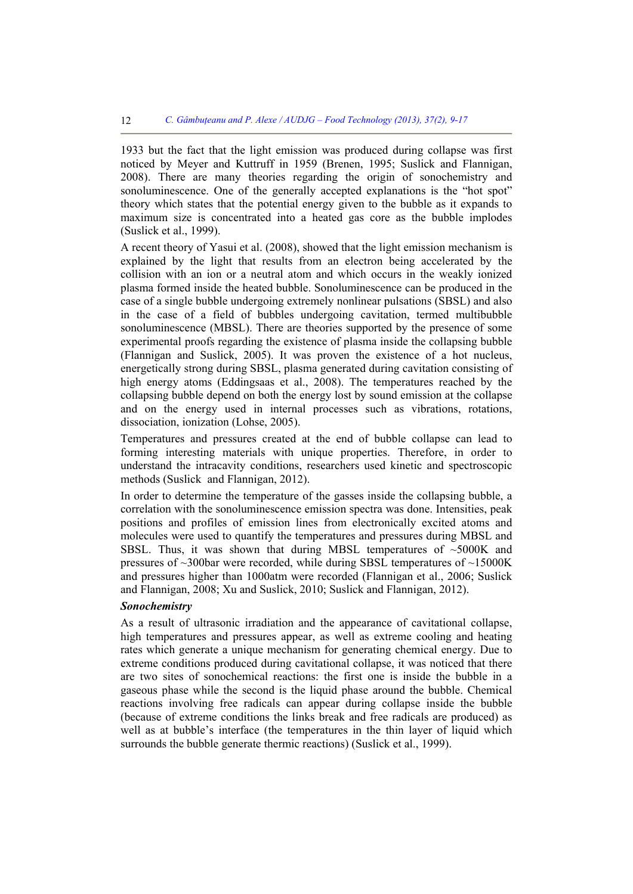1933 but the fact that the light emission was produced during collapse was first noticed by Meyer and Kuttruff in 1959 (Brenen, 1995; Suslick and Flannigan, 2008). There are many theories regarding the origin of sonochemistry and sonoluminescence. One of the generally accepted explanations is the "hot spot" theory which states that the potential energy given to the bubble as it expands to maximum size is concentrated into a heated gas core as the bubble implodes (Suslick et al., 1999).

A recent theory of Yasui et al. (2008), showed that the light emission mechanism is explained by the light that results from an electron being accelerated by the collision with an ion or a neutral atom and which occurs in the weakly ionized plasma formed inside the heated bubble. Sonoluminescence can be produced in the case of a single bubble undergoing extremely nonlinear pulsations (SBSL) and also in the case of a field of bubbles undergoing cavitation, termed multibubble sonoluminescence (MBSL). There are theories supported by the presence of some experimental proofs regarding the existence of plasma inside the collapsing bubble (Flannigan and Suslick, 2005). It was proven the existence of a hot nucleus, energetically strong during SBSL, plasma generated during cavitation consisting of high energy atoms (Eddingsaas et al., 2008). The temperatures reached by the collapsing bubble depend on both the energy lost by sound emission at the collapse and on the energy used in internal processes such as vibrations, rotations, dissociation, ionization (Lohse, 2005).

Temperatures and pressures created at the end of bubble collapse can lead to forming interesting materials with unique properties. Therefore, in order to understand the intracavity conditions, researchers used kinetic and spectroscopic methods (Suslick and Flannigan, 2012).

In order to determine the temperature of the gasses inside the collapsing bubble, a correlation with the sonoluminescence emission spectra was done. Intensities, peak positions and profiles of emission lines from electronically excited atoms and molecules were used to quantify the temperatures and pressures during MBSL and SBSL. Thus, it was shown that during MBSL temperatures of ~5000K and pressures of ~300bar were recorded, while during SBSL temperatures of ~15000K and pressures higher than 1000atm were recorded (Flannigan et al., 2006; Suslick and Flannigan, 2008; Xu and Suslick, 2010; Suslick and Flannigan, 2012).

***Sonochemistry***

As a result of ultrasonic irradiation and the appearance of cavitational collapse, high temperatures and pressures appear, as well as extreme cooling and heating rates which generate a unique mechanism for generating chemical energy. Due to extreme conditions produced during cavitational collapse, it was noticed that there are two sites of sonochemical reactions: the first one is inside the bubble in a gaseous phase while the second is the liquid phase around the bubble. Chemical reactions involving free radicals can appear during collapse inside the bubble (because of extreme conditions the links break and free radicals are produced) as well as at bubble's interface (the temperatures in the thin layer of liquid which surrounds the bubble generate thermic reactions) (Suslick et al., 1999).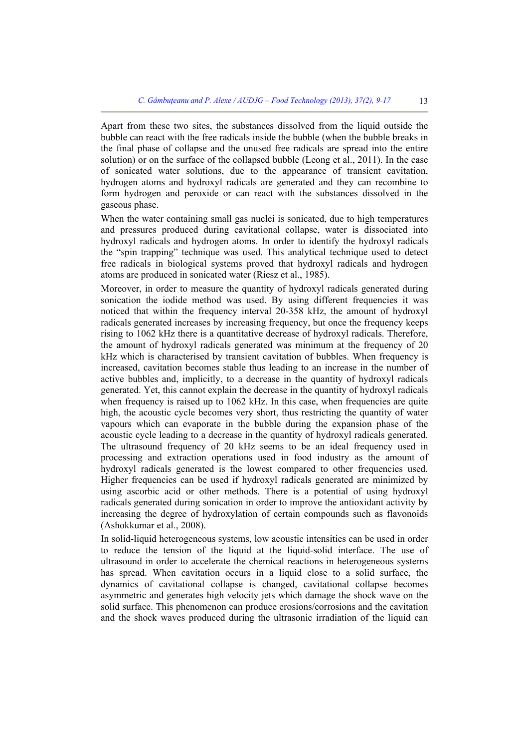Apart from these two sites, the substances dissolved from the liquid outside the bubble can react with the free radicals inside the bubble (when the bubble breaks in the final phase of collapse and the unused free radicals are spread into the entire solution) or on the surface of the collapsed bubble (Leong et al., 2011). In the case of sonicated water solutions, due to the appearance of transient cavitation, hydrogen atoms and hydroxyl radicals are generated and they can recombine to form hydrogen and peroxide or can react with the substances dissolved in the gaseous phase.

When the water containing small gas nuclei is sonicated, due to high temperatures and pressures produced during cavitational collapse, water is dissociated into hydroxyl radicals and hydrogen atoms. In order to identify the hydroxyl radicals the "spin trapping" technique was used. This analytical technique used to detect free radicals in biological systems proved that hydroxyl radicals and hydrogen atoms are produced in sonicated water (Riesz et al., 1985).

Moreover, in order to measure the quantity of hydroxyl radicals generated during sonication the iodide method was used. By using different frequencies it was noticed that within the frequency interval 20-358 kHz, the amount of hydroxyl radicals generated increases by increasing frequency, but once the frequency keeps rising to 1062 kHz there is a quantitative decrease of hydroxyl radicals. Therefore, the amount of hydroxyl radicals generated was minimum at the frequency of 20 kHz which is characterised by transient cavitation of bubbles. When frequency is increased, cavitation becomes stable thus leading to an increase in the number of active bubbles and, implicitly, to a decrease in the quantity of hydroxyl radicals generated. Yet, this cannot explain the decrease in the quantity of hydroxyl radicals when frequency is raised up to 1062 kHz. In this case, when frequencies are quite high, the acoustic cycle becomes very short, thus restricting the quantity of water vapours which can evaporate in the bubble during the expansion phase of the acoustic cycle leading to a decrease in the quantity of hydroxyl radicals generated. The ultrasound frequency of 20 kHz seems to be an ideal frequency used in processing and extraction operations used in food industry as the amount of hydroxyl radicals generated is the lowest compared to other frequencies used. Higher frequencies can be used if hydroxyl radicals generated are minimized by using ascorbic acid or other methods. There is a potential of using hydroxyl radicals generated during sonication in order to improve the antioxidant activity by increasing the degree of hydroxylation of certain compounds such as flavonoids (Ashokkumar et al., 2008).

In solid-liquid heterogeneous systems, low acoustic intensities can be used in order to reduce the tension of the liquid at the liquid-solid interface. The use of ultrasound in order to accelerate the chemical reactions in heterogeneous systems has spread. When cavitation occurs in a liquid close to a solid surface, the dynamics of cavitational collapse is changed, cavitational collapse becomes asymmetric and generates high velocity jets which damage the shock wave on the solid surface. This phenomenon can produce erosions/corrosions and the cavitation and the shock waves produced during the ultrasonic irradiation of the liquid can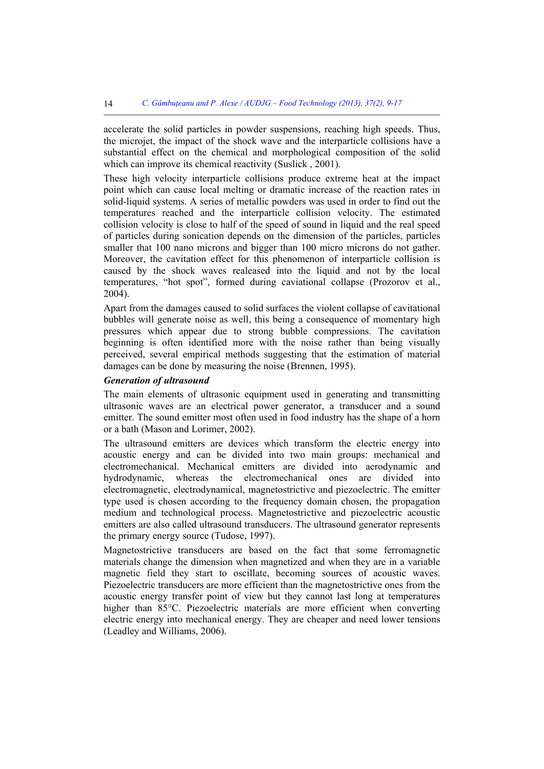accelerate the solid particles in powder suspensions, reaching high speeds. Thus, the microjet, the impact of the shock wave and the interparticle collisions have a substantial effect on the chemical and morphological composition of the solid which can improve its chemical reactivity (Suslick , 2001).

These high velocity interparticle collisions produce extreme heat at the impact point which can cause local melting or dramatic increase of the reaction rates in solid-liquid systems. A series of metallic powders was used in order to find out the temperatures reached and the interparticle collision velocity. The estimated collision velocity is close to half of the speed of sound in liquid and the real speed of particles during sonication depends on the dimension of the particles, particles smaller that 100 nano microns and bigger than 100 micro microns do not gather. Moreover, the cavitation effect for this phenomenon of interparticle collision is caused by the shock waves realeased into the liquid and not by the local temperatures, "hot spot", formed during caviational collapse (Prozorov et al., 2004).

Apart from the damages caused to solid surfaces the violent collapse of cavitational bubbles will generate noise as well, this being a consequence of momentary high pressures which appear due to strong bubble compressions. The cavitation beginning is often identified more with the noise rather than being visually perceived, several empirical methods suggesting that the estimation of material damages can be done by measuring the noise (Brennen, 1995).

***Generation of ultrasound***

The main elements of ultrasonic equipment used in generating and transmitting ultrasonic waves are an electrical power generator, a transducer and a sound emitter. The sound emitter most often used in food industry has the shape of a horn or a bath (Mason and Lorimer, 2002).

The ultrasound emitters are devices which transform the electric energy into acoustic energy and can be divided into two main groups: mechanical and electromechanical. Mechanical emitters are divided into aerodynamic and hydrodynamic, whereas the electromechanical ones are divided into electromagnetic, electrodynamical, magnetostrictive and piezoelectric. The emitter type used is chosen according to the frequency domain chosen, the propagation medium and technological process. Magnetostrictive and piezoelectric acoustic emitters are also called ultrasound transducers. The ultrasound generator represents the primary energy source (Tudose, 1997).

Magnetostrictive transducers are based on the fact that some ferromagnetic materials change the dimension when magnetized and when they are in a variable magnetic field they start to oscillate, becoming sources of acoustic waves. Piezoelectric transducers are more efficient than the magnetostrictive ones from the acoustic energy transfer point of view but they cannot last long at temperatures higher than 85°C. Piezoelectric materials are more efficient when converting electric energy into mechanical energy. They are cheaper and need lower tensions (Leadley and Williams, 2006).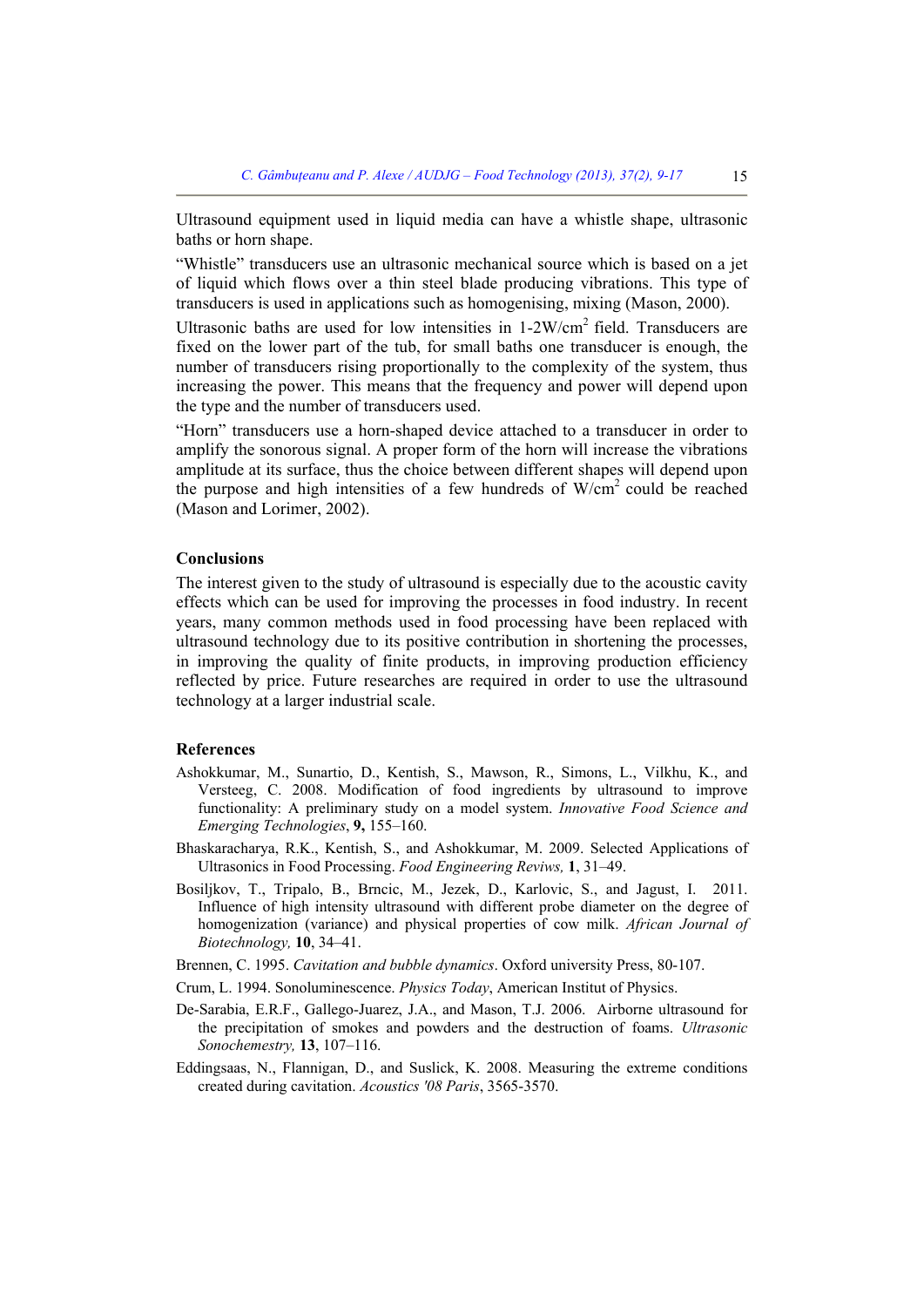Ultrasound equipment used in liquid media can have a whistle shape, ultrasonic baths or horn shape.

“Whistle” transducers use an ultrasonic mechanical source which is based on a jet of liquid which flows over a thin steel blade producing vibrations. This type of transducers is used in applications such as homogenising, mixing (Mason, 2000).

Ultrasonic baths are used for low intensities in 1-2W/cm$^2$ field. Transducers are fixed on the lower part of the tub, for small baths one transducer is enough, the number of transducers rising proportionally to the complexity of the system, thus increasing the power. This means that the frequency and power will depend upon the type and the number of transducers used.

“Horn” transducers use a horn-shaped device attached to a transducer in order to amplify the sonorous signal. A proper form of the horn will increase the vibrations amplitude at its surface, thus the choice between different shapes will depend upon the purpose and high intensities of a few hundreds of W/cm$^2$ could be reached (Mason and Lorimer, 2002).

## Conclusions

The interest given to the study of ultrasound is especially due to the acoustic cavity effects which can be used for improving the processes in food industry. In recent years, many common methods used in food processing have been replaced with ultrasound technology due to its positive contribution in shortening the processes, in improving the quality of finite products, in improving production efficiency reflected by price. Future researches are required in order to use the ultrasound technology at a larger industrial scale.

## References

Ashokkumar, M., Sunartio, D., Kentish, S., Mawson, R., Simons, L., Vilkhu, K., and Versteeg, C. 2008. Modification of food ingredients by ultrasound to improve functionality: A preliminary study on a model system. *Innovative Food Science and Emerging Technologies*, **9,** 155–160.

Bhaskaracharya, R.K., Kentish, S., and Ashokkumar, M. 2009. Selected Applications of Ultrasonics in Food Processing. *Food Engineering Reviws,* **1**, 31–49.

Bosiljkov, T., Tripalo, B., Brncic, M., Jezek, D., Karlovic, S., and Jagust, I. 2011. Influence of high intensity ultrasound with different probe diameter on the degree of homogenization (variance) and physical properties of cow milk. *African Journal of Biotechnology,* **10**, 34–41.

Brennen, C. 1995. *Cavitation and bubble dynamics*. Oxford university Press, 80-107.

Crum, L. 1994. Sonoluminescence. *Physics Today*, American Institut of Physics.

De-Sarabia, E.R.F., Gallego-Juarez, J.A., and Mason, T.J. 2006. Airborne ultrasound for the precipitation of smokes and powders and the destruction of foams. *Ultrasonic Sonochemestry,* **13**, 107–116.

Eddingsaas, N., Flannigan, D., and Suslick, K. 2008. Measuring the extreme conditions created during cavitation. *Acoustics '08 Paris*, 3565-3570.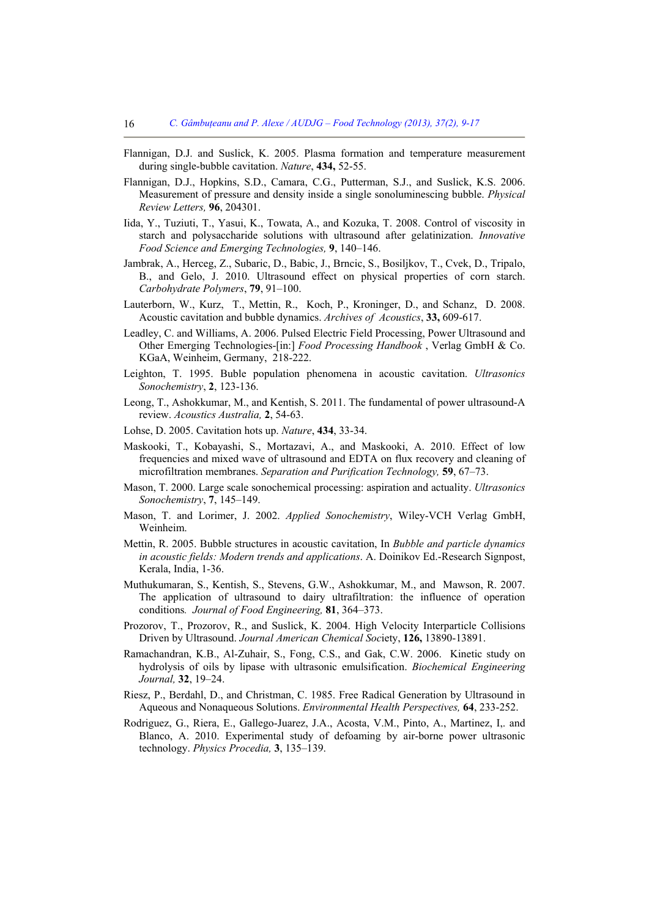Flannigan, D.J. and Suslick, K. 2005. Plasma formation and temperature measurement during single-bubble cavitation. *Nature*, **434,** 52-55.

Flannigan, D.J., Hopkins, S.D., Camara, C.G., Putterman, S.J., and Suslick, K.S. 2006. Measurement of pressure and density inside a single sonoluminescing bubble. *Physical Review Letters,* **96**, 204301.

Iida, Y., Tuziuti, T., Yasui, K., Towata, A., and Kozuka, T. 2008. Control of viscosity in starch and polysaccharide solutions with ultrasound after gelatinization. *Innovative Food Science and Emerging Technologies,* **9**, 140–146.

Jambrak, A., Herceg, Z., Subaric, D., Babic, J., Brncic, S., Bosiljkov, T., Cvek, D., Tripalo, B., and Gelo, J. 2010. Ultrasound effect on physical properties of corn starch. *Carbohydrate Polymers*, **79**, 91–100.

Lauterborn, W., Kurz, T., Mettin, R., Koch, P., Kroninger, D., and Schanz, D. 2008. Acoustic cavitation and bubble dynamics. *Archives of Acoustics*, **33,** 609-617.

Leadley, C. and Williams, A. 2006. Pulsed Electric Field Processing, Power Ultrasound and Other Emerging Technologies-[in:] *Food Processing Handbook* , Verlag GmbH & Co. KGaA, Weinheim, Germany, 218-222.

Leighton, T. 1995. Buble population phenomena in acoustic cavitation. *Ultrasonics Sonochemistry*, **2**, 123-136.

Leong, T., Ashokkumar, M., and Kentish, S. 2011. The fundamental of power ultrasound-A review. *Acoustics Australia,* **2**, 54-63.

Lohse, D. 2005. Cavitation hots up. *Nature*, **434**, 33-34.

Maskooki, T., Kobayashi, S., Mortazavi, A., and Maskooki, A. 2010. Effect of low frequencies and mixed wave of ultrasound and EDTA on flux recovery and cleaning of microfiltration membranes. *Separation and Purification Technology,* **59**, 67–73.

Mason, T. 2000. Large scale sonochemical processing: aspiration and actuality. *Ultrasonics Sonochemistry*, **7**, 145–149.

Mason, T. and Lorimer, J. 2002. *Applied Sonochemistry*, Wiley-VCH Verlag GmbH, Weinheim.

Mettin, R. 2005. Bubble structures in acoustic cavitation, In *Bubble and particle dynamics in acoustic fields: Modern trends and applications*. A. Doinikov Ed.-Research Signpost, Kerala, India, 1-36.

Muthukumaran, S., Kentish, S., Stevens, G.W., Ashokkumar, M., and Mawson, R. 2007. The application of ultrasound to dairy ultrafiltration: the influence of operation conditions. *Journal of Food Engineering,* **81**, 364–373.

Prozorov, T., Prozorov, R., and Suslick, K. 2004. High Velocity Interparticle Collisions Driven by Ultrasound. *Journal American Chemical Soc*iety, **126,** 13890-13891.

Ramachandran, K.B., Al-Zuhair, S., Fong, C.S., and Gak, C.W. 2006. Kinetic study on hydrolysis of oils by lipase with ultrasonic emulsification. *Biochemical Engineering Journal,* **32**, 19–24.

Riesz, P., Berdahl, D., and Christman, C. 1985. Free Radical Generation by Ultrasound in Aqueous and Nonaqueous Solutions. *Environmental Health Perspectives,* **64**, 233-252.

Rodriguez, G., Riera, E., Gallego-Juarez, J.A., Acosta, V.M., Pinto, A., Martinez, I,. and Blanco, A. 2010. Experimental study of defoaming by air-borne power ultrasonic technology. *Physics Procedia,* **3**, 135–139.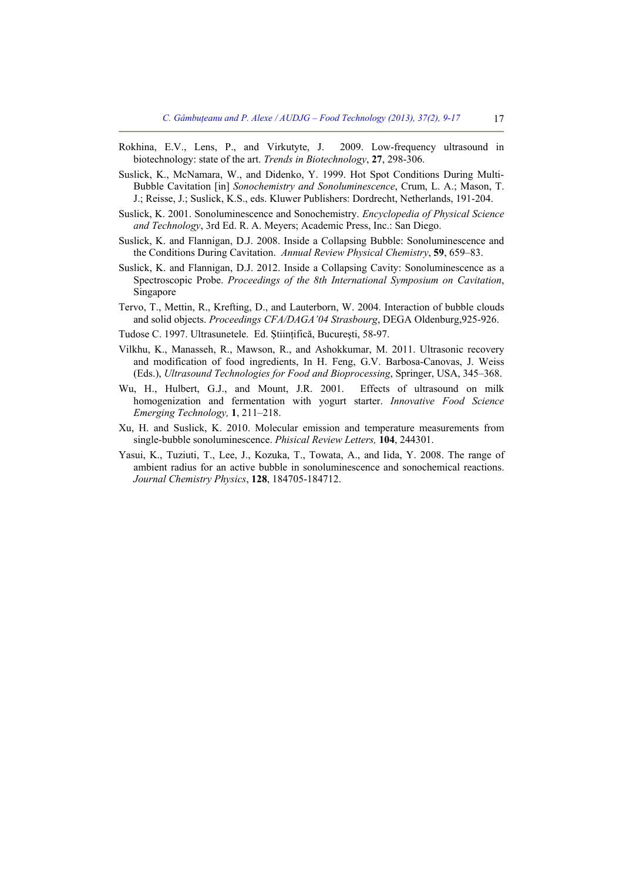Rokhina, E.V., Lens, P., and Virkutyte, J. 2009. Low-frequency ultrasound in biotechnology: state of the art. *Trends in Biotechnology*, **27**, 298-306.

Suslick, K., McNamara, W., and Didenko, Y. 1999. Hot Spot Conditions During Multi-Bubble Cavitation [in] *Sonochemistry and Sonoluminescence*, Crum, L. A.; Mason, T. J.; Reisse, J.; Suslick, K.S., eds. Kluwer Publishers: Dordrecht, Netherlands, 191-204.

Suslick, K. 2001. Sonoluminescence and Sonochemistry. *Encyclopedia of Physical Science and Technology*, 3rd Ed. R. A. Meyers; Academic Press, Inc.: San Diego.

Suslick, K. and Flannigan, D.J. 2008. Inside a Collapsing Bubble: Sonoluminescence and the Conditions During Cavitation. *Annual Review Physical Chemistry*, **59**, 659–83.

Suslick, K. and Flannigan, D.J. 2012. Inside a Collapsing Cavity: Sonoluminescence as a Spectroscopic Probe. *Proceedings of the 8th International Symposium on Cavitation*, Singapore

Tervo, T., Mettin, R., Krefting, D., and Lauterborn, W. 2004. Interaction of bubble clouds and solid objects. *Proceedings CFA/DAGA'04 Strasbourg*, DEGA Oldenburg,925-926.

Tudose C. 1997. Ultrasunetele. Ed. Ştiinţifică, Bucureşti, 58-97.

Vilkhu, K., Manasseh, R., Mawson, R., and Ashokkumar, M. 2011. Ultrasonic recovery and modification of food ingredients, In H. Feng, G.V. Barbosa-Canovas, J. Weiss (Eds.), *Ultrasound Technologies for Food and Bioprocessing*, Springer, USA, 345–368.

Wu, H., Hulbert, G.J., and Mount, J.R. 2001. Effects of ultrasound on milk homogenization and fermentation with yogurt starter. *Innovative Food Science Emerging Technology,* **1**, 211–218.

Xu, H. and Suslick, K. 2010. Molecular emission and temperature measurements from single-bubble sonoluminescence. *Phisical Review Letters,* **104**, 244301.

Yasui, K., Tuziuti, T., Lee, J., Kozuka, T., Towata, A., and Iida, Y. 2008. The range of ambient radius for an active bubble in sonoluminescence and sonochemical reactions. *Journal Chemistry Physics*, **128**, 184705-184712.